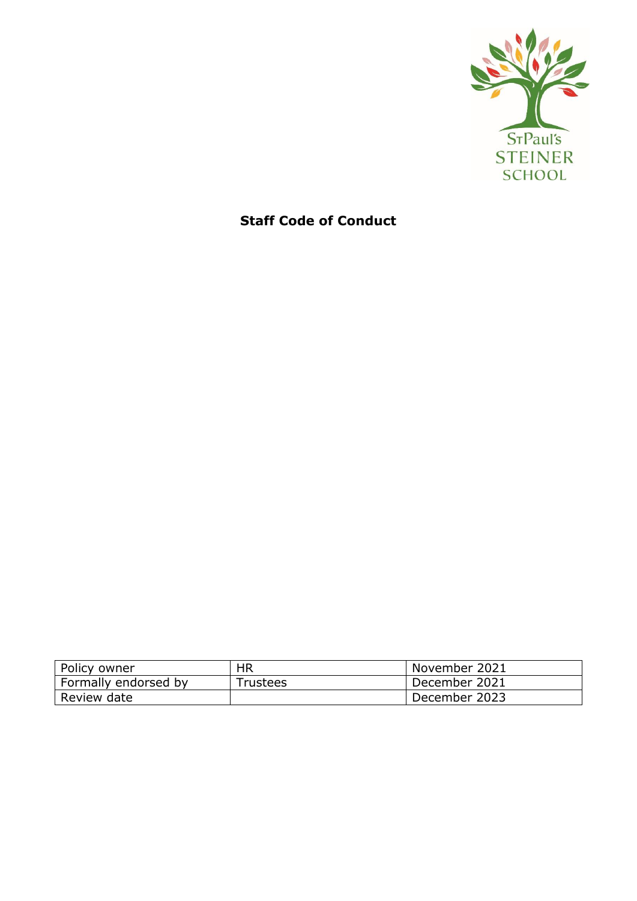St Paul's STEINER SCHOOL

# Staff Code of Conduct

| Policy owner | HR | November 2021 |
| --- | --- | --- |
| Formally endorsed by | Trustees | December 2021 |
| Review date | | December 2023 |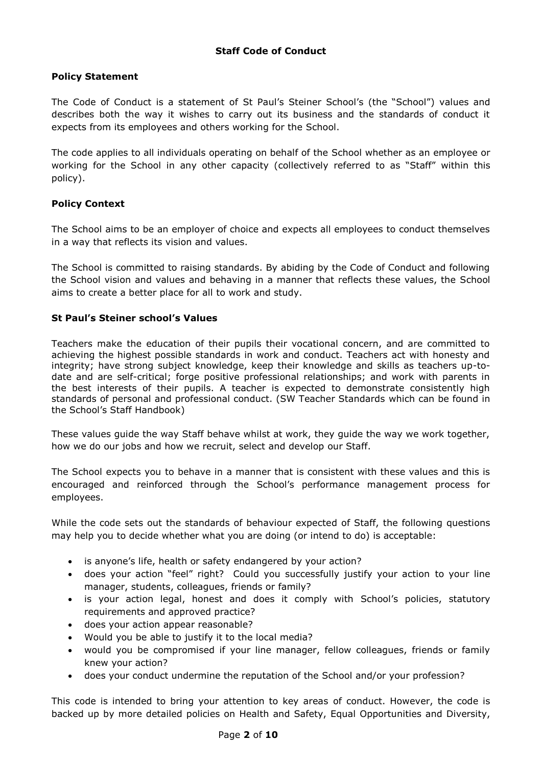# Staff Code of Conduct

## Policy Statement

The Code of Conduct is a statement of St Paul's Steiner School's (the "School") values and describes both the way it wishes to carry out its business and the standards of conduct it expects from its employees and others working for the School.

The code applies to all individuals operating on behalf of the School whether as an employee or working for the School in any other capacity (collectively referred to as "Staff" within this policy).

## Policy Context

The School aims to be an employer of choice and expects all employees to conduct themselves in a way that reflects its vision and values.

The School is committed to raising standards. By abiding by the Code of Conduct and following the School vision and values and behaving in a manner that reflects these values, the School aims to create a better place for all to work and study.

## St Paul's Steiner school's Values

Teachers make the education of their pupils their vocational concern, and are committed to achieving the highest possible standards in work and conduct. Teachers act with honesty and integrity; have strong subject knowledge, keep their knowledge and skills as teachers up-to-date and are self-critical; forge positive professional relationships; and work with parents in the best interests of their pupils. A teacher is expected to demonstrate consistently high standards of personal and professional conduct. (SW Teacher Standards which can be found in the School's Staff Handbook)

These values guide the way Staff behave whilst at work, they guide the way we work together, how we do our jobs and how we recruit, select and develop our Staff.

The School expects you to behave in a manner that is consistent with these values and this is encouraged and reinforced through the School's performance management process for employees.

While the code sets out the standards of behaviour expected of Staff, the following questions may help you to decide whether what you are doing (or intend to do) is acceptable:

- is anyone's life, health or safety endangered by your action?
- does your action "feel" right? Could you successfully justify your action to your line manager, students, colleagues, friends or family?
- is your action legal, honest and does it comply with School's policies, statutory requirements and approved practice?
- does your action appear reasonable?
- Would you be able to justify it to the local media?
- would you be compromised if your line manager, fellow colleagues, friends or family knew your action?
- does your conduct undermine the reputation of the School and/or your profession?

This code is intended to bring your attention to key areas of conduct. However, the code is backed up by more detailed policies on Health and Safety, Equal Opportunities and Diversity,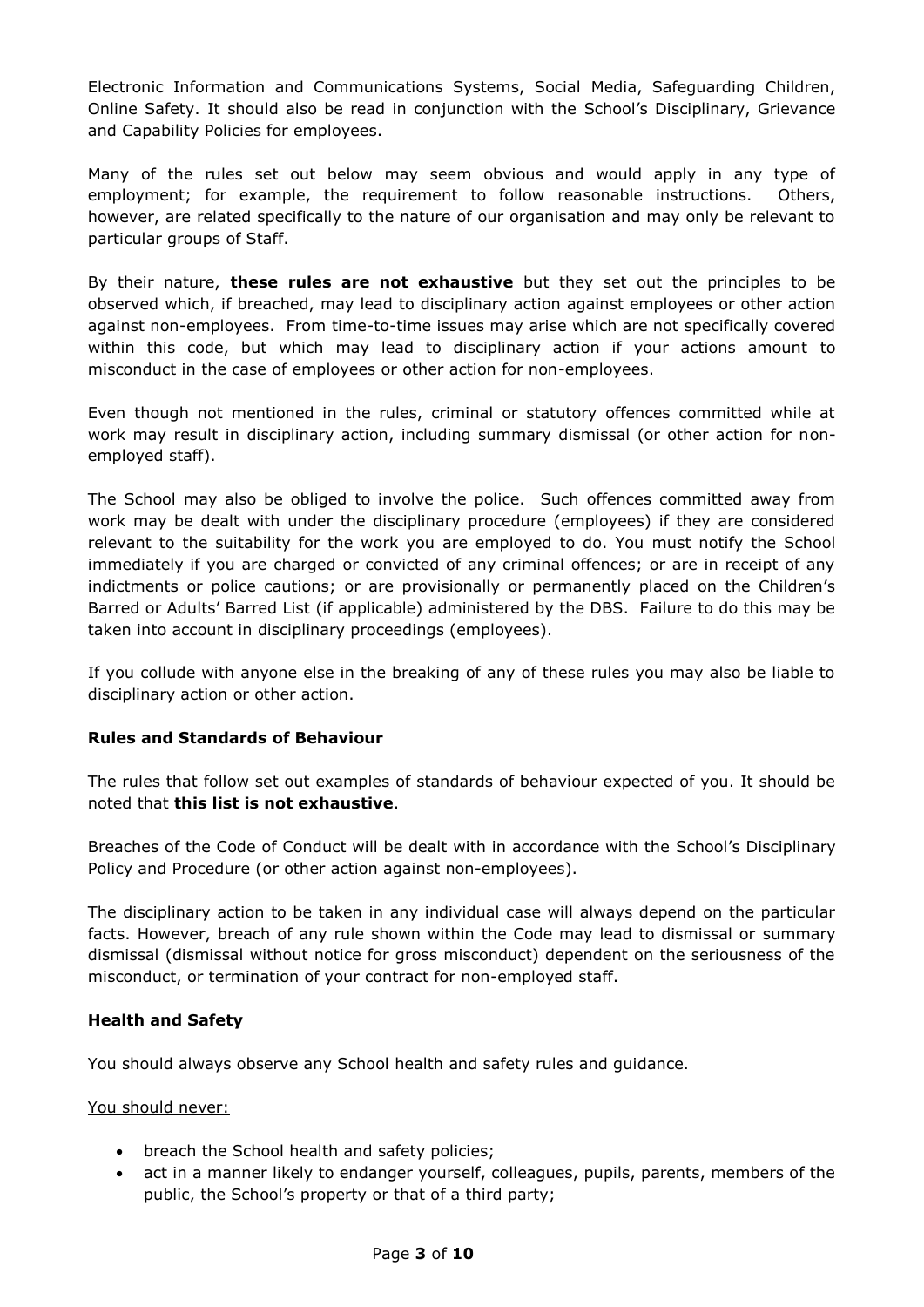Electronic Information and Communications Systems, Social Media, Safeguarding Children, Online Safety. It should also be read in conjunction with the School's Disciplinary, Grievance and Capability Policies for employees.

Many of the rules set out below may seem obvious and would apply in any type of employment; for example, the requirement to follow reasonable instructions. Others, however, are related specifically to the nature of our organisation and may only be relevant to particular groups of Staff.

By their nature, **these rules are not exhaustive** but they set out the principles to be observed which, if breached, may lead to disciplinary action against employees or other action against non-employees. From time-to-time issues may arise which are not specifically covered within this code, but which may lead to disciplinary action if your actions amount to misconduct in the case of employees or other action for non-employees.

Even though not mentioned in the rules, criminal or statutory offences committed while at work may result in disciplinary action, including summary dismissal (or other action for non-employed staff).

The School may also be obliged to involve the police. Such offences committed away from work may be dealt with under the disciplinary procedure (employees) if they are considered relevant to the suitability for the work you are employed to do. You must notify the School immediately if you are charged or convicted of any criminal offences; or are in receipt of any indictments or police cautions; or are provisionally or permanently placed on the Children's Barred or Adults' Barred List (if applicable) administered by the DBS. Failure to do this may be taken into account in disciplinary proceedings (employees).

If you collude with anyone else in the breaking of any of these rules you may also be liable to disciplinary action or other action.

### Rules and Standards of Behaviour

The rules that follow set out examples of standards of behaviour expected of you. It should be noted that **this list is not exhaustive**.

Breaches of the Code of Conduct will be dealt with in accordance with the School's Disciplinary Policy and Procedure (or other action against non-employees).

The disciplinary action to be taken in any individual case will always depend on the particular facts. However, breach of any rule shown within the Code may lead to dismissal or summary dismissal (dismissal without notice for gross misconduct) dependent on the seriousness of the misconduct, or termination of your contract for non-employed staff.

### Health and Safety

You should always observe any School health and safety rules and guidance.

<u>You should never:</u>

- breach the School health and safety policies;
- act in a manner likely to endanger yourself, colleagues, pupils, parents, members of the public, the School's property or that of a third party;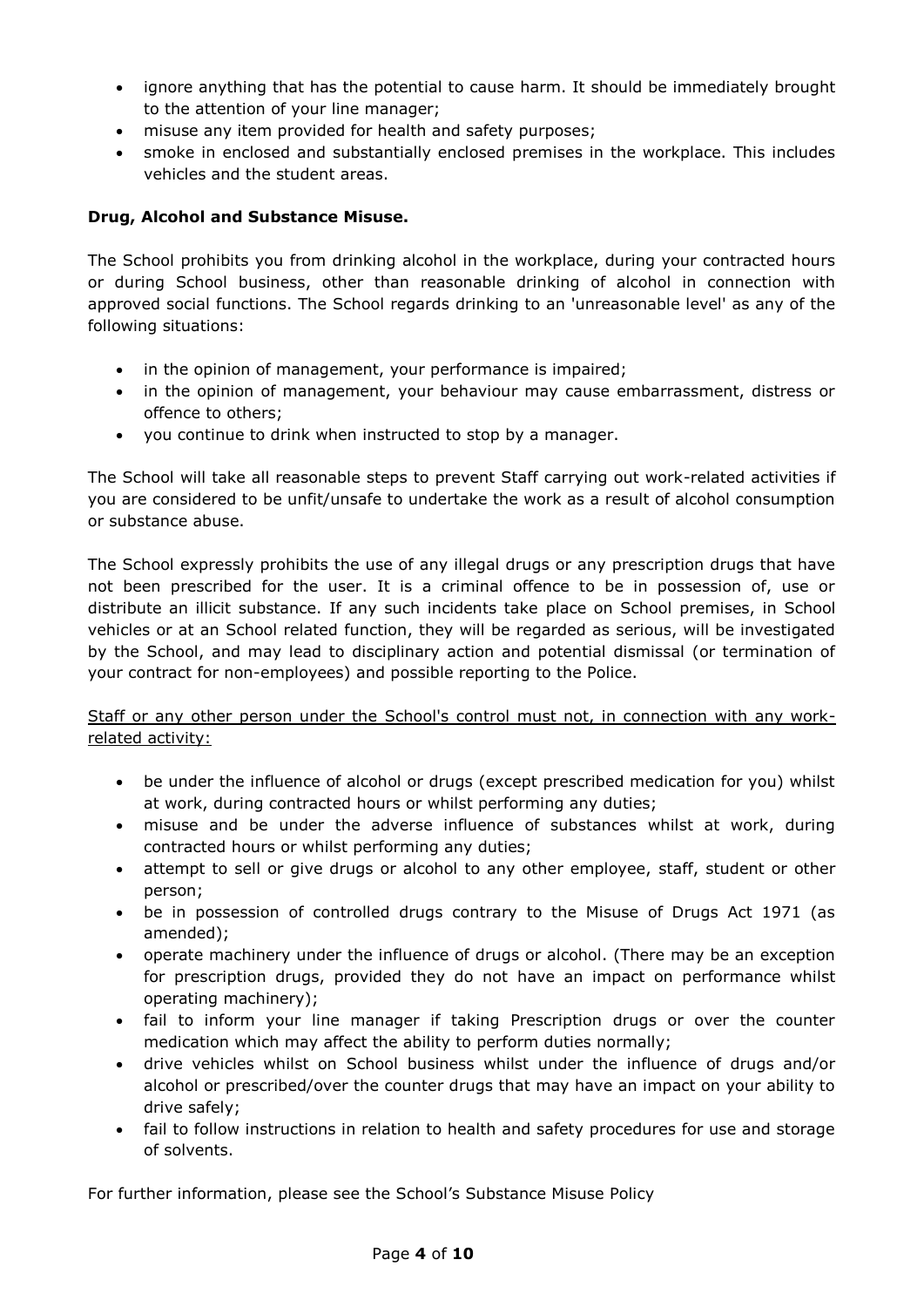- ignore anything that has the potential to cause harm. It should be immediately brought to the attention of your line manager;
- misuse any item provided for health and safety purposes;
- smoke in enclosed and substantially enclosed premises in the workplace. This includes vehicles and the student areas.

**Drug, Alcohol and Substance Misuse.**

The School prohibits you from drinking alcohol in the workplace, during your contracted hours or during School business, other than reasonable drinking of alcohol in connection with approved social functions. The School regards drinking to an 'unreasonable level' as any of the following situations:

- in the opinion of management, your performance is impaired;
- in the opinion of management, your behaviour may cause embarrassment, distress or offence to others;
- you continue to drink when instructed to stop by a manager.

The School will take all reasonable steps to prevent Staff carrying out work-related activities if you are considered to be unfit/unsafe to undertake the work as a result of alcohol consumption or substance abuse.

The School expressly prohibits the use of any illegal drugs or any prescription drugs that have not been prescribed for the user. It is a criminal offence to be in possession of, use or distribute an illicit substance. If any such incidents take place on School premises, in School vehicles or at an School related function, they will be regarded as serious, will be investigated by the School, and may lead to disciplinary action and potential dismissal (or termination of your contract for non-employees) and possible reporting to the Police.

<u>Staff or any other person under the School's control must not, in connection with any work-related activity:</u>

- be under the influence of alcohol or drugs (except prescribed medication for you) whilst at work, during contracted hours or whilst performing any duties;
- misuse and be under the adverse influence of substances whilst at work, during contracted hours or whilst performing any duties;
- attempt to sell or give drugs or alcohol to any other employee, staff, student or other person;
- be in possession of controlled drugs contrary to the Misuse of Drugs Act 1971 (as amended);
- operate machinery under the influence of drugs or alcohol. (There may be an exception for prescription drugs, provided they do not have an impact on performance whilst operating machinery);
- fail to inform your line manager if taking Prescription drugs or over the counter medication which may affect the ability to perform duties normally;
- drive vehicles whilst on School business whilst under the influence of drugs and/or alcohol or prescribed/over the counter drugs that may have an impact on your ability to drive safely;
- fail to follow instructions in relation to health and safety procedures for use and storage of solvents.

For further information, please see the School's Substance Misuse Policy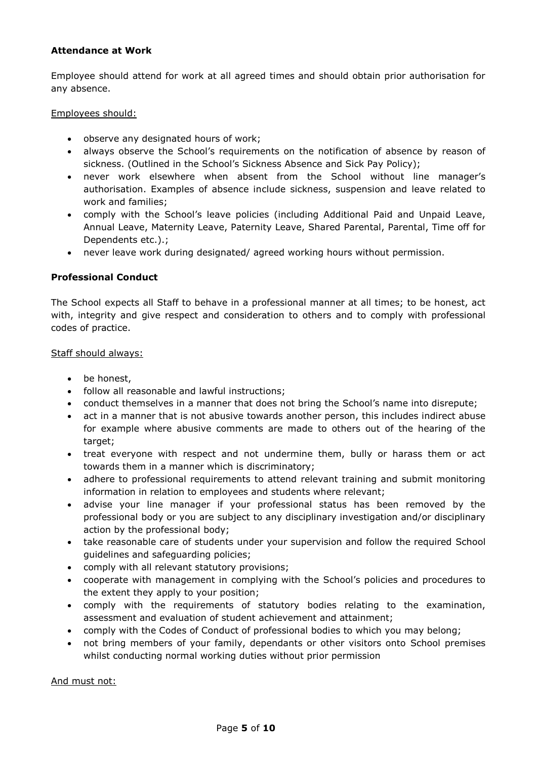**Attendance at Work**

Employee should attend for work at all agreed times and should obtain prior authorisation for any absence.

Employees should:

- observe any designated hours of work;
- always observe the School's requirements on the notification of absence by reason of sickness. (Outlined in the School's Sickness Absence and Sick Pay Policy);
- never work elsewhere when absent from the School without line manager's authorisation. Examples of absence include sickness, suspension and leave related to work and families;
- comply with the School's leave policies (including Additional Paid and Unpaid Leave, Annual Leave, Maternity Leave, Paternity Leave, Shared Parental, Parental, Time off for Dependents etc.).;
- never leave work during designated/ agreed working hours without permission.

**Professional Conduct**

The School expects all Staff to behave in a professional manner at all times; to be honest, act with, integrity and give respect and consideration to others and to comply with professional codes of practice.

Staff should always:

- be honest,
- follow all reasonable and lawful instructions;
- conduct themselves in a manner that does not bring the School's name into disrepute;
- act in a manner that is not abusive towards another person, this includes indirect abuse for example where abusive comments are made to others out of the hearing of the target;
- treat everyone with respect and not undermine them, bully or harass them or act towards them in a manner which is discriminatory;
- adhere to professional requirements to attend relevant training and submit monitoring information in relation to employees and students where relevant;
- advise your line manager if your professional status has been removed by the professional body or you are subject to any disciplinary investigation and/or disciplinary action by the professional body;
- take reasonable care of students under your supervision and follow the required School guidelines and safeguarding policies;
- comply with all relevant statutory provisions;
- cooperate with management in complying with the School's policies and procedures to the extent they apply to your position;
- comply with the requirements of statutory bodies relating to the examination, assessment and evaluation of student achievement and attainment;
- comply with the Codes of Conduct of professional bodies to which you may belong;
- not bring members of your family, dependants or other visitors onto School premises whilst conducting normal working duties without prior permission

And must not: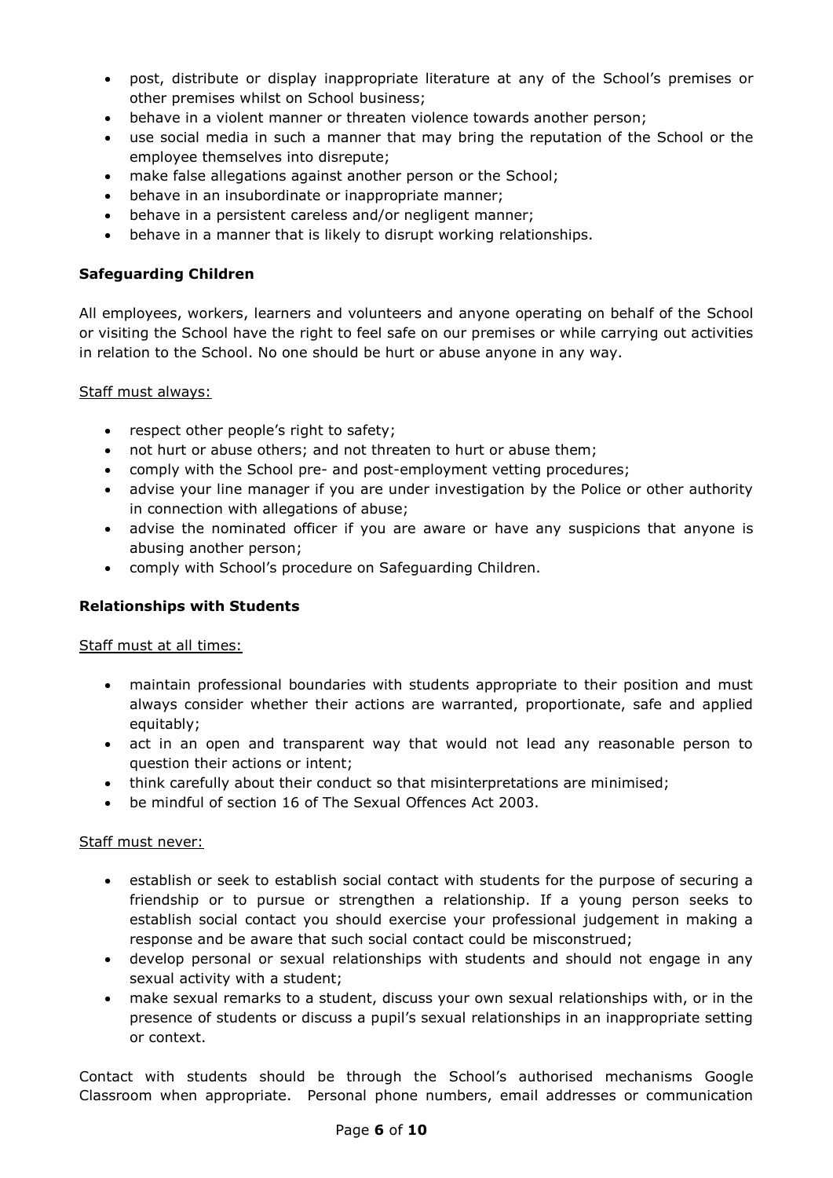- post, distribute or display inappropriate literature at any of the School's premises or other premises whilst on School business;
- behave in a violent manner or threaten violence towards another person;
- use social media in such a manner that may bring the reputation of the School or the employee themselves into disrepute;
- make false allegations against another person or the School;
- behave in an insubordinate or inappropriate manner;
- behave in a persistent careless and/or negligent manner;
- behave in a manner that is likely to disrupt working relationships.

**Safeguarding Children**

All employees, workers, learners and volunteers and anyone operating on behalf of the School or visiting the School have the right to feel safe on our premises or while carrying out activities in relation to the School. No one should be hurt or abuse anyone in any way.

Staff must always:

- respect other people's right to safety;
- not hurt or abuse others; and not threaten to hurt or abuse them;
- comply with the School pre- and post-employment vetting procedures;
- advise your line manager if you are under investigation by the Police or other authority in connection with allegations of abuse;
- advise the nominated officer if you are aware or have any suspicions that anyone is abusing another person;
- comply with School's procedure on Safeguarding Children.

**Relationships with Students**

Staff must at all times:

- maintain professional boundaries with students appropriate to their position and must always consider whether their actions are warranted, proportionate, safe and applied equitably;
- act in an open and transparent way that would not lead any reasonable person to question their actions or intent;
- think carefully about their conduct so that misinterpretations are minimised;
- be mindful of section 16 of The Sexual Offences Act 2003.

Staff must never:

- establish or seek to establish social contact with students for the purpose of securing a friendship or to pursue or strengthen a relationship. If a young person seeks to establish social contact you should exercise your professional judgement in making a response and be aware that such social contact could be misconstrued;
- develop personal or sexual relationships with students and should not engage in any sexual activity with a student;
- make sexual remarks to a student, discuss your own sexual relationships with, or in the presence of students or discuss a pupil's sexual relationships in an inappropriate setting or context.

Contact with students should be through the School's authorised mechanisms Google Classroom when appropriate. Personal phone numbers, email addresses or communication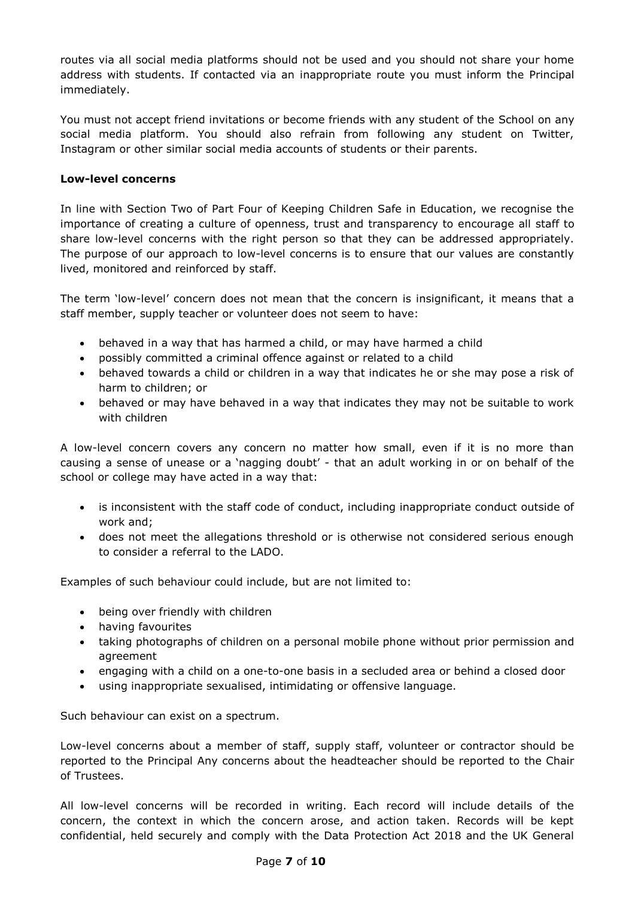routes via all social media platforms should not be used and you should not share your home address with students. If contacted via an inappropriate route you must inform the Principal immediately.

You must not accept friend invitations or become friends with any student of the School on any social media platform. You should also refrain from following any student on Twitter, Instagram or other similar social media accounts of students or their parents.

**Low-level concerns**

In line with Section Two of Part Four of Keeping Children Safe in Education, we recognise the importance of creating a culture of openness, trust and transparency to encourage all staff to share low-level concerns with the right person so that they can be addressed appropriately. The purpose of our approach to low-level concerns is to ensure that our values are constantly lived, monitored and reinforced by staff.

The term 'low-level' concern does not mean that the concern is insignificant, it means that a staff member, supply teacher or volunteer does not seem to have:

- behaved in a way that has harmed a child, or may have harmed a child
- possibly committed a criminal offence against or related to a child
- behaved towards a child or children in a way that indicates he or she may pose a risk of harm to children; or
- behaved or may have behaved in a way that indicates they may not be suitable to work with children

A low-level concern covers any concern no matter how small, even if it is no more than causing a sense of unease or a 'nagging doubt' - that an adult working in or on behalf of the school or college may have acted in a way that:

- is inconsistent with the staff code of conduct, including inappropriate conduct outside of work and;
- does not meet the allegations threshold or is otherwise not considered serious enough to consider a referral to the LADO.

Examples of such behaviour could include, but are not limited to:

- being over friendly with children
- having favourites
- taking photographs of children on a personal mobile phone without prior permission and agreement
- engaging with a child on a one-to-one basis in a secluded area or behind a closed door
- using inappropriate sexualised, intimidating or offensive language.

Such behaviour can exist on a spectrum.

Low-level concerns about a member of staff, supply staff, volunteer or contractor should be reported to the Principal Any concerns about the headteacher should be reported to the Chair of Trustees.

All low-level concerns will be recorded in writing. Each record will include details of the concern, the context in which the concern arose, and action taken. Records will be kept confidential, held securely and comply with the Data Protection Act 2018 and the UK General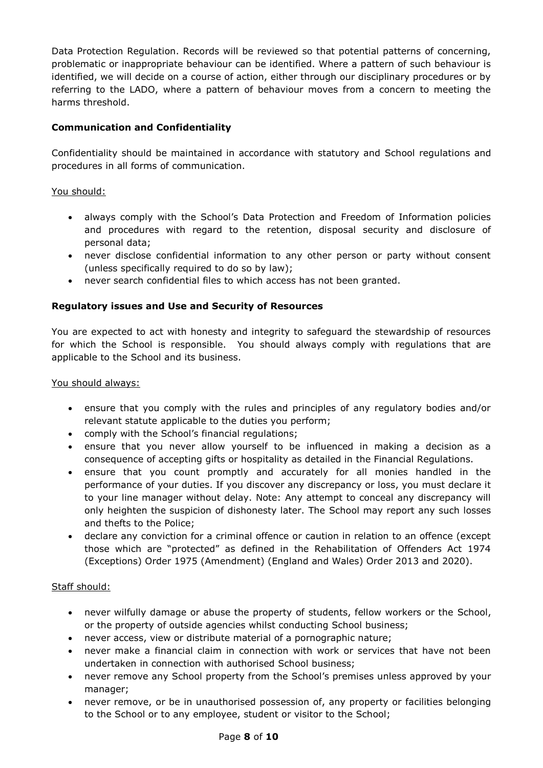Data Protection Regulation. Records will be reviewed so that potential patterns of concerning, problematic or inappropriate behaviour can be identified. Where a pattern of such behaviour is identified, we will decide on a course of action, either through our disciplinary procedures or by referring to the LADO, where a pattern of behaviour moves from a concern to meeting the harms threshold.

**Communication and Confidentiality**

Confidentiality should be maintained in accordance with statutory and School regulations and procedures in all forms of communication.

You should:

- always comply with the School's Data Protection and Freedom of Information policies and procedures with regard to the retention, disposal security and disclosure of personal data;
- never disclose confidential information to any other person or party without consent (unless specifically required to do so by law);
- never search confidential files to which access has not been granted.

**Regulatory issues and Use and Security of Resources**

You are expected to act with honesty and integrity to safeguard the stewardship of resources for which the School is responsible. You should always comply with regulations that are applicable to the School and its business.

You should always:

- ensure that you comply with the rules and principles of any regulatory bodies and/or relevant statute applicable to the duties you perform;
- comply with the School's financial regulations;
- ensure that you never allow yourself to be influenced in making a decision as a consequence of accepting gifts or hospitality as detailed in the Financial Regulations.
- ensure that you count promptly and accurately for all monies handled in the performance of your duties. If you discover any discrepancy or loss, you must declare it to your line manager without delay. Note: Any attempt to conceal any discrepancy will only heighten the suspicion of dishonesty later. The School may report any such losses and thefts to the Police;
- declare any conviction for a criminal offence or caution in relation to an offence (except those which are "protected" as defined in the Rehabilitation of Offenders Act 1974 (Exceptions) Order 1975 (Amendment) (England and Wales) Order 2013 and 2020).

Staff should:

- never wilfully damage or abuse the property of students, fellow workers or the School, or the property of outside agencies whilst conducting School business;
- never access, view or distribute material of a pornographic nature;
- never make a financial claim in connection with work or services that have not been undertaken in connection with authorised School business;
- never remove any School property from the School's premises unless approved by your manager;
- never remove, or be in unauthorised possession of, any property or facilities belonging to the School or to any employee, student or visitor to the School;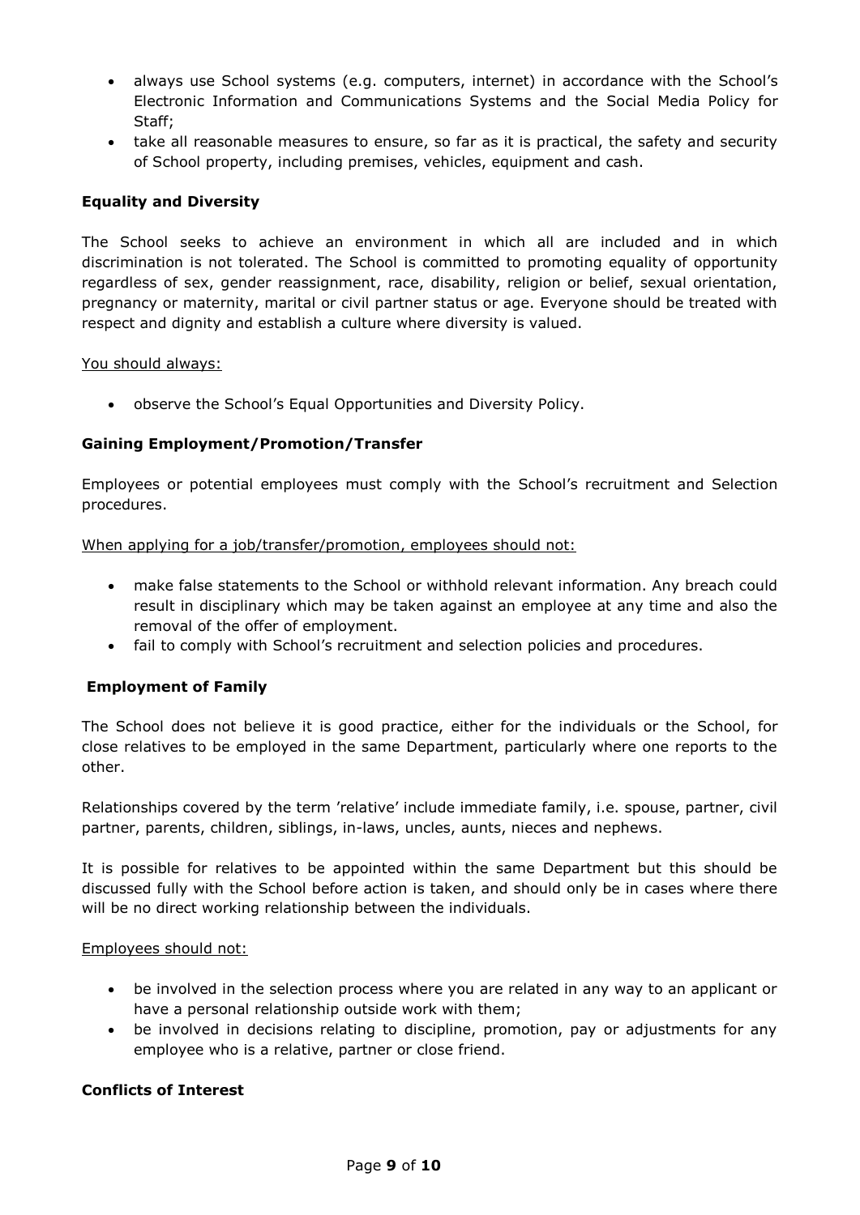- always use School systems (e.g. computers, internet) in accordance with the School's Electronic Information and Communications Systems and the Social Media Policy for Staff;
- take all reasonable measures to ensure, so far as it is practical, the safety and security of School property, including premises, vehicles, equipment and cash.

**Equality and Diversity**

The School seeks to achieve an environment in which all are included and in which discrimination is not tolerated. The School is committed to promoting equality of opportunity regardless of sex, gender reassignment, race, disability, religion or belief, sexual orientation, pregnancy or maternity, marital or civil partner status or age. Everyone should be treated with respect and dignity and establish a culture where diversity is valued.

You should always:

- observe the School's Equal Opportunities and Diversity Policy.

**Gaining Employment/Promotion/Transfer**

Employees or potential employees must comply with the School's recruitment and Selection procedures.

When applying for a job/transfer/promotion, employees should not:

- make false statements to the School or withhold relevant information. Any breach could result in disciplinary which may be taken against an employee at any time and also the removal of the offer of employment.
- fail to comply with School's recruitment and selection policies and procedures.

**Employment of Family**

The School does not believe it is good practice, either for the individuals or the School, for close relatives to be employed in the same Department, particularly where one reports to the other.

Relationships covered by the term 'relative' include immediate family, i.e. spouse, partner, civil partner, parents, children, siblings, in-laws, uncles, aunts, nieces and nephews.

It is possible for relatives to be appointed within the same Department but this should be discussed fully with the School before action is taken, and should only be in cases where there will be no direct working relationship between the individuals.

Employees should not:

- be involved in the selection process where you are related in any way to an applicant or have a personal relationship outside work with them;
- be involved in decisions relating to discipline, promotion, pay or adjustments for any employee who is a relative, partner or close friend.

**Conflicts of Interest**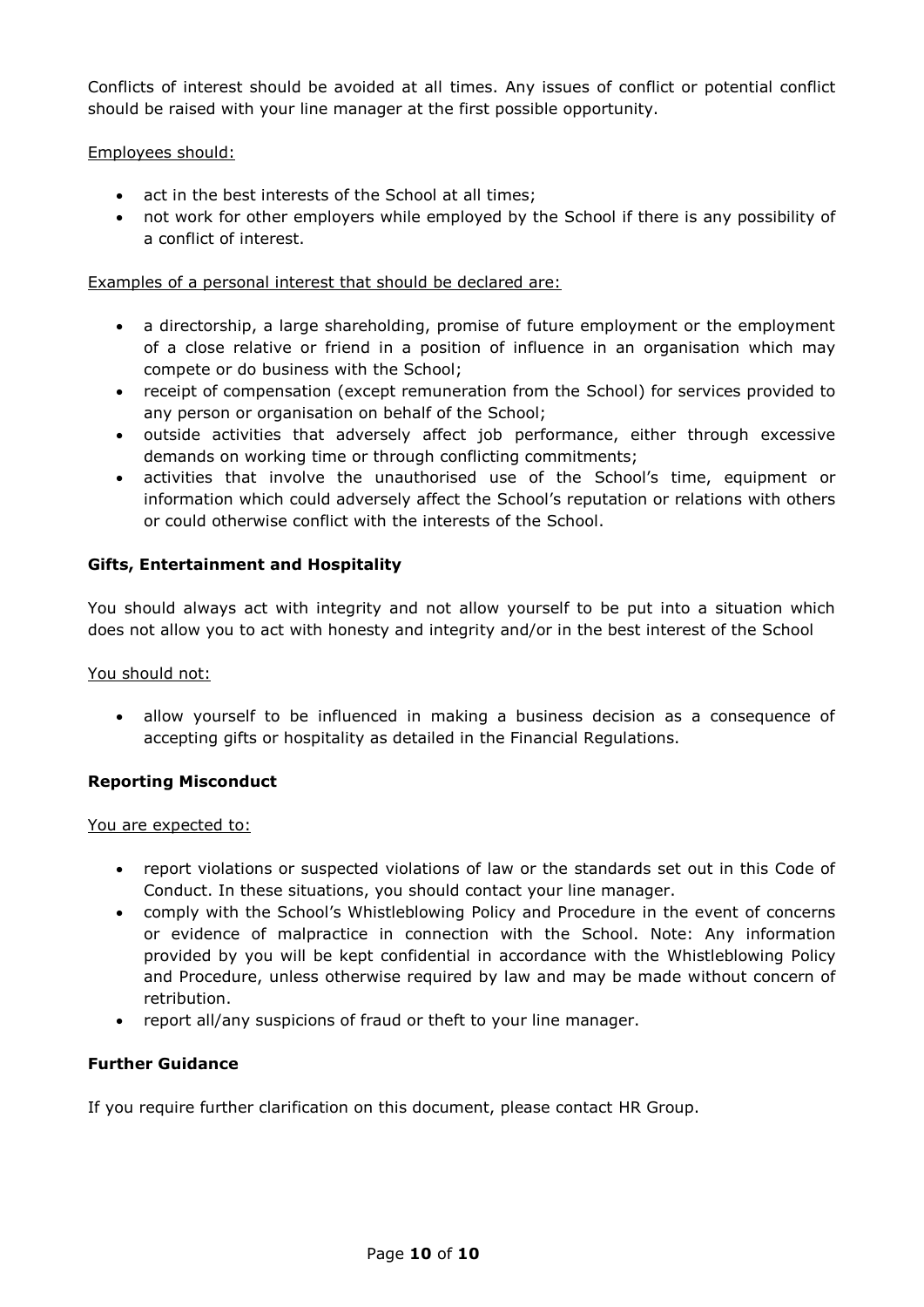Conflicts of interest should be avoided at all times. Any issues of conflict or potential conflict should be raised with your line manager at the first possible opportunity.

Employees should:

- act in the best interests of the School at all times;
- not work for other employers while employed by the School if there is any possibility of a conflict of interest.

Examples of a personal interest that should be declared are:

- a directorship, a large shareholding, promise of future employment or the employment of a close relative or friend in a position of influence in an organisation which may compete or do business with the School;
- receipt of compensation (except remuneration from the School) for services provided to any person or organisation on behalf of the School;
- outside activities that adversely affect job performance, either through excessive demands on working time or through conflicting commitments;
- activities that involve the unauthorised use of the School's time, equipment or information which could adversely affect the School's reputation or relations with others or could otherwise conflict with the interests of the School.

**Gifts, Entertainment and Hospitality**

You should always act with integrity and not allow yourself to be put into a situation which does not allow you to act with honesty and integrity and/or in the best interest of the School

You should not:

- allow yourself to be influenced in making a business decision as a consequence of accepting gifts or hospitality as detailed in the Financial Regulations.

**Reporting Misconduct**

You are expected to:

- report violations or suspected violations of law or the standards set out in this Code of Conduct. In these situations, you should contact your line manager.
- comply with the School's Whistleblowing Policy and Procedure in the event of concerns or evidence of malpractice in connection with the School. Note: Any information provided by you will be kept confidential in accordance with the Whistleblowing Policy and Procedure, unless otherwise required by law and may be made without concern of retribution.
- report all/any suspicions of fraud or theft to your line manager.

**Further Guidance**

If you require further clarification on this document, please contact HR Group.